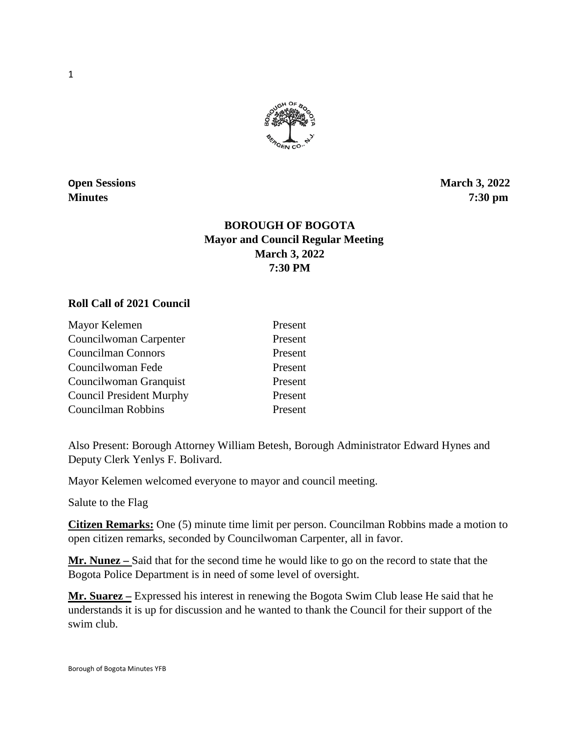**Open Sessions** **March 3, 2022**
**Minutes** **7:30 pm**

# BOROUGH OF BOGOTA
## Mayor and Council Regular Meeting
## March 3, 2022
## 7:30 PM

**Roll Call of 2021 Council**

| | |
|---|---|
| Mayor Kelemen | Present |
| Councilwoman Carpenter | Present |
| Councilman Connors | Present |
| Councilwoman Fede | Present |
| Councilwoman Granquist | Present |
| Council President Murphy | Present |
| Councilman Robbins | Present |

Also Present: Borough Attorney William Betesh, Borough Administrator Edward Hynes and Deputy Clerk Yenlys F. Bolivard.

Mayor Kelemen welcomed everyone to mayor and council meeting.

Salute to the Flag

**Citizen Remarks:** One (5) minute time limit per person. Councilman Robbins made a motion to open citizen remarks, seconded by Councilwoman Carpenter, all in favor.

**Mr. Nunez –** Said that for the second time he would like to go on the record to state that the Bogota Police Department is in need of some level of oversight.

**Mr. Suarez –** Expressed his interest in renewing the Bogota Swim Club lease He said that he understands it is up for discussion and he wanted to thank the Council for their support of the swim club.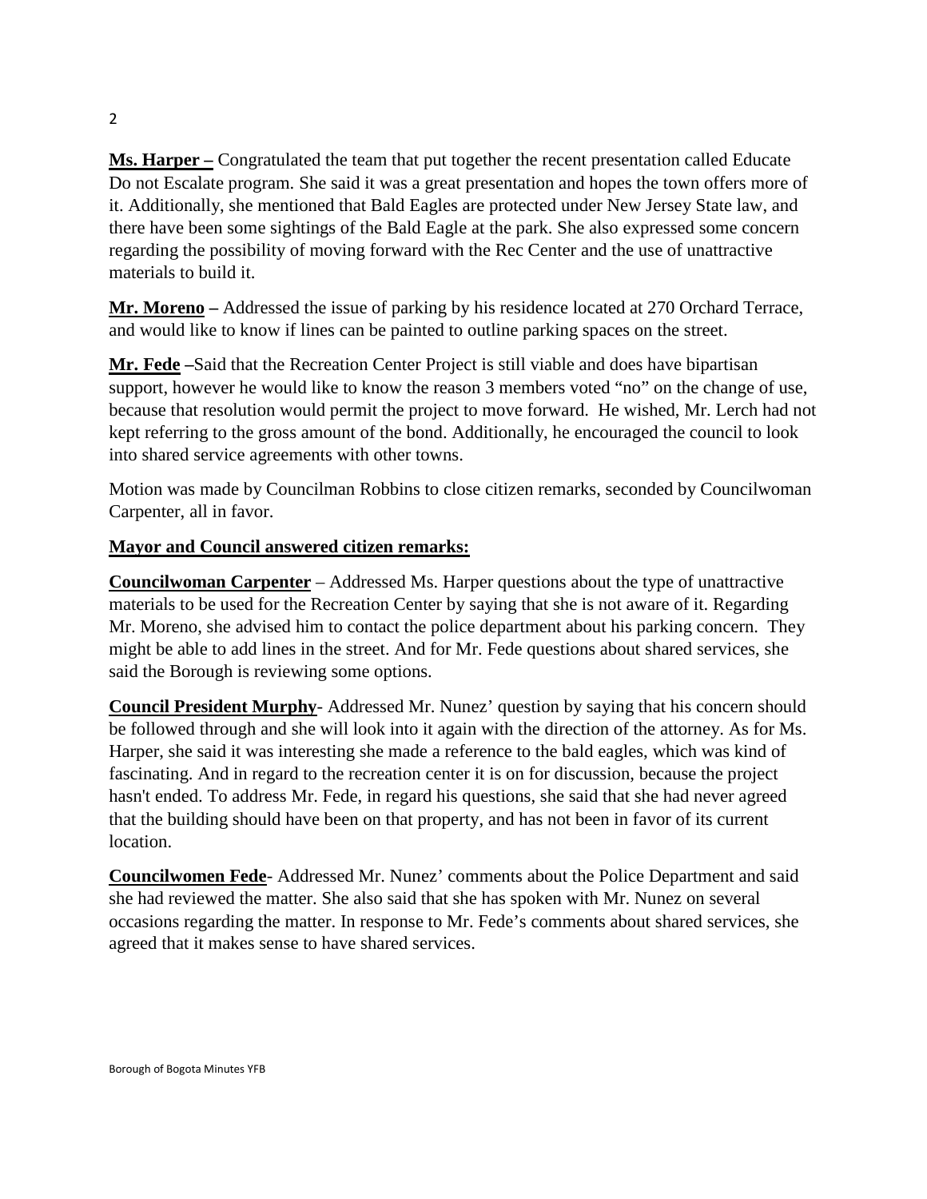**Ms. Harper –** Congratulated the team that put together the recent presentation called Educate Do not Escalate program. She said it was a great presentation and hopes the town offers more of it. Additionally, she mentioned that Bald Eagles are protected under New Jersey State law, and there have been some sightings of the Bald Eagle at the park. She also expressed some concern regarding the possibility of moving forward with the Rec Center and the use of unattractive materials to build it.

**Mr. Moreno –** Addressed the issue of parking by his residence located at 270 Orchard Terrace, and would like to know if lines can be painted to outline parking spaces on the street.

**Mr. Fede –**Said that the Recreation Center Project is still viable and does have bipartisan support, however he would like to know the reason 3 members voted "no" on the change of use, because that resolution would permit the project to move forward. He wished, Mr. Lerch had not kept referring to the gross amount of the bond. Additionally, he encouraged the council to look into shared service agreements with other towns.

Motion was made by Councilman Robbins to close citizen remarks, seconded by Councilwoman Carpenter, all in favor.

**Mayor and Council answered citizen remarks:**

**Councilwoman Carpenter** – Addressed Ms. Harper questions about the type of unattractive materials to be used for the Recreation Center by saying that she is not aware of it. Regarding Mr. Moreno, she advised him to contact the police department about his parking concern. They might be able to add lines in the street. And for Mr. Fede questions about shared services, she said the Borough is reviewing some options.

**Council President Murphy**- Addressed Mr. Nunez' question by saying that his concern should be followed through and she will look into it again with the direction of the attorney. As for Ms. Harper, she said it was interesting she made a reference to the bald eagles, which was kind of fascinating. And in regard to the recreation center it is on for discussion, because the project hasn't ended. To address Mr. Fede, in regard his questions, she said that she had never agreed that the building should have been on that property, and has not been in favor of its current location.

**Councilwomen Fede**- Addressed Mr. Nunez' comments about the Police Department and said she had reviewed the matter. She also said that she has spoken with Mr. Nunez on several occasions regarding the matter. In response to Mr. Fede's comments about shared services, she agreed that it makes sense to have shared services.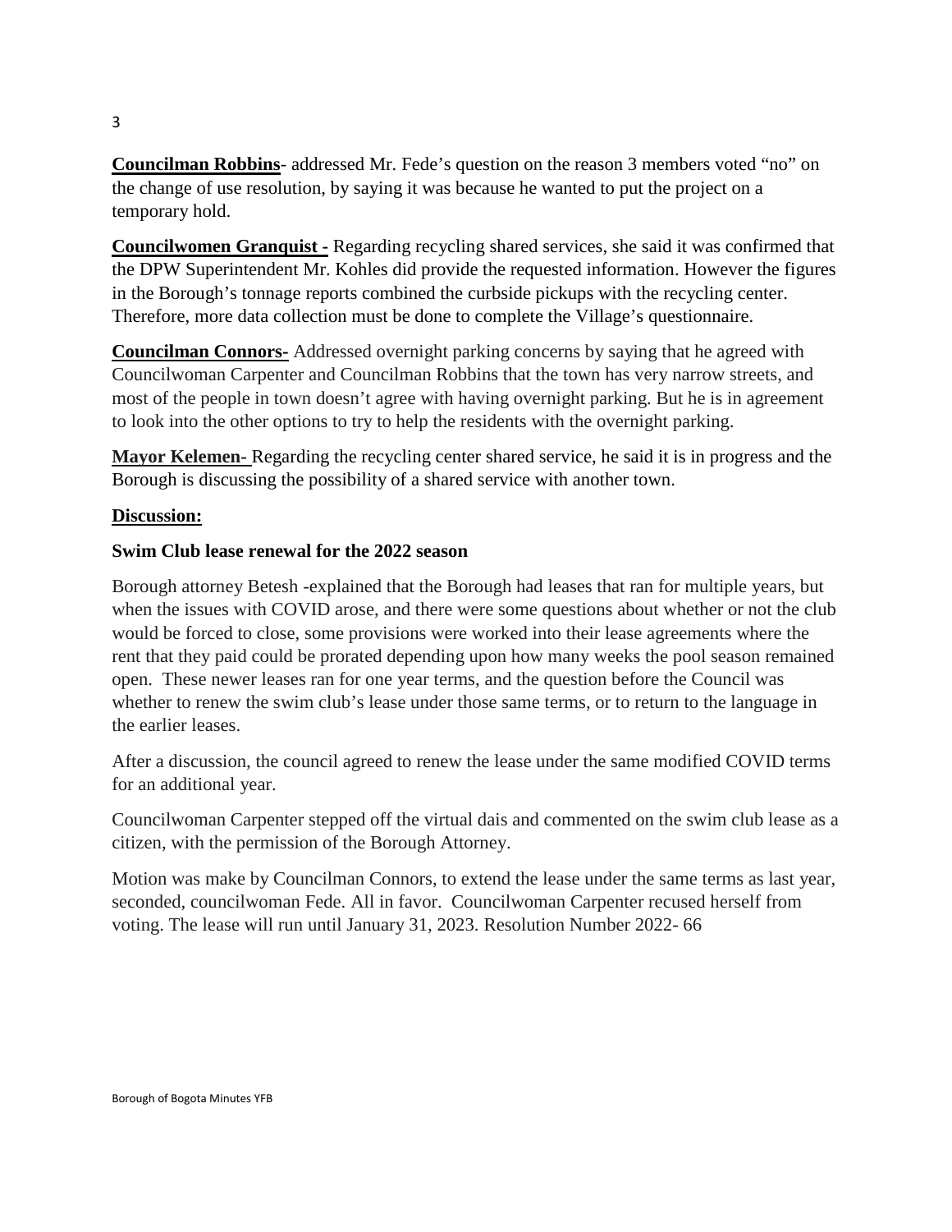**Councilman Robbins**- addressed Mr. Fede's question on the reason 3 members voted "no" on the change of use resolution, by saying it was because he wanted to put the project on a temporary hold.

**Councilwomen Granquist -** Regarding recycling shared services, she said it was confirmed that the DPW Superintendent Mr. Kohles did provide the requested information. However the figures in the Borough's tonnage reports combined the curbside pickups with the recycling center. Therefore, more data collection must be done to complete the Village's questionnaire.

**Councilman Connors-** Addressed overnight parking concerns by saying that he agreed with Councilwoman Carpenter and Councilman Robbins that the town has very narrow streets, and most of the people in town doesn't agree with having overnight parking. But he is in agreement to look into the other options to try to help the residents with the overnight parking.

**Mayor Kelemen-** Regarding the recycling center shared service, he said it is in progress and the Borough is discussing the possibility of a shared service with another town.

**Discussion:**

**Swim Club lease renewal for the 2022 season**

Borough attorney Betesh -explained that the Borough had leases that ran for multiple years, but when the issues with COVID arose, and there were some questions about whether or not the club would be forced to close, some provisions were worked into their lease agreements where the rent that they paid could be prorated depending upon how many weeks the pool season remained open. These newer leases ran for one year terms, and the question before the Council was whether to renew the swim club's lease under those same terms, or to return to the language in the earlier leases.

After a discussion, the council agreed to renew the lease under the same modified COVID terms for an additional year.

Councilwoman Carpenter stepped off the virtual dais and commented on the swim club lease as a citizen, with the permission of the Borough Attorney.

Motion was make by Councilman Connors, to extend the lease under the same terms as last year, seconded, councilwoman Fede. All in favor. Councilwoman Carpenter recused herself from voting. The lease will run until January 31, 2023. Resolution Number 2022- 66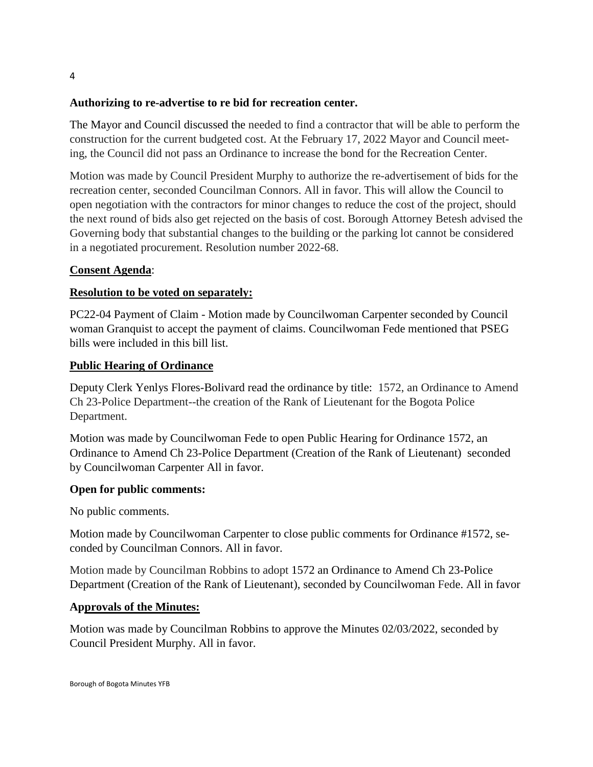**Authorizing to re-advertise to re bid for recreation center.**

The Mayor and Council discussed the needed to find a contractor that will be able to perform the construction for the current budgeted cost. At the February 17, 2022 Mayor and Council meeting, the Council did not pass an Ordinance to increase the bond for the Recreation Center.

Motion was made by Council President Murphy to authorize the re-advertisement of bids for the recreation center, seconded Councilman Connors. All in favor. This will allow the Council to open negotiation with the contractors for minor changes to reduce the cost of the project, should the next round of bids also get rejected on the basis of cost. Borough Attorney Betesh advised the Governing body that substantial changes to the building or the parking lot cannot be considered in a negotiated procurement. Resolution number 2022-68.

**Consent Agenda**:

**Resolution to be voted on separately:**

PC22-04 Payment of Claim - Motion made by Councilwoman Carpenter seconded by Council woman Granquist to accept the payment of claims. Councilwoman Fede mentioned that PSEG bills were included in this bill list.

**Public Hearing of Ordinance**

Deputy Clerk Yenlys Flores-Bolivard read the ordinance by title: 1572, an Ordinance to Amend Ch 23-Police Department--the creation of the Rank of Lieutenant for the Bogota Police Department.

Motion was made by Councilwoman Fede to open Public Hearing for Ordinance 1572, an Ordinance to Amend Ch 23-Police Department (Creation of the Rank of Lieutenant) seconded by Councilwoman Carpenter All in favor.

**Open for public comments:**

No public comments.

Motion made by Councilwoman Carpenter to close public comments for Ordinance #1572, seconded by Councilman Connors. All in favor.

Motion made by Councilman Robbins to adopt 1572 an Ordinance to Amend Ch 23-Police Department (Creation of the Rank of Lieutenant), seconded by Councilwoman Fede. All in favor

**Approvals of the Minutes:**

Motion was made by Councilman Robbins to approve the Minutes 02/03/2022, seconded by Council President Murphy. All in favor.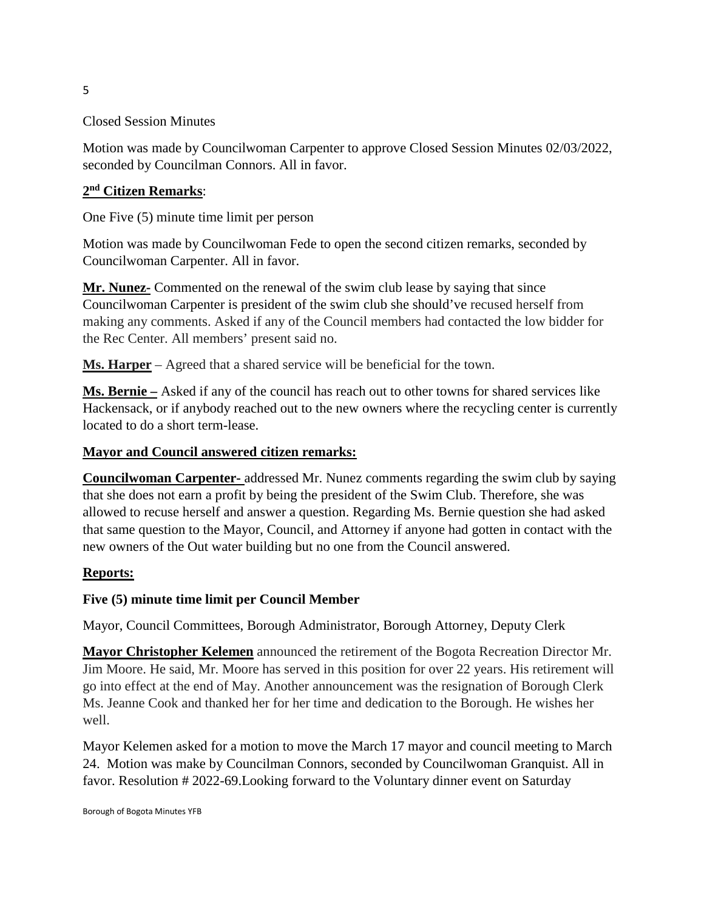Closed Session Minutes

Motion was made by Councilwoman Carpenter to approve Closed Session Minutes 02/03/2022, seconded by Councilman Connors. All in favor.

**2nd Citizen Remarks**:

One Five (5) minute time limit per person

Motion was made by Councilwoman Fede to open the second citizen remarks, seconded by Councilwoman Carpenter. All in favor.

**Mr. Nunez-** Commented on the renewal of the swim club lease by saying that since Councilwoman Carpenter is president of the swim club she should've recused herself from making any comments. Asked if any of the Council members had contacted the low bidder for the Rec Center. All members' present said no.

**Ms. Harper** – Agreed that a shared service will be beneficial for the town.

**Ms. Bernie –** Asked if any of the council has reach out to other towns for shared services like Hackensack, or if anybody reached out to the new owners where the recycling center is currently located to do a short term-lease.

**Mayor and Council answered citizen remarks:**

**Councilwoman Carpenter-** addressed Mr. Nunez comments regarding the swim club by saying that she does not earn a profit by being the president of the Swim Club. Therefore, she was allowed to recuse herself and answer a question. Regarding Ms. Bernie question she had asked that same question to the Mayor, Council, and Attorney if anyone had gotten in contact with the new owners of the Out water building but no one from the Council answered.

**Reports:**

**Five (5) minute time limit per Council Member**

Mayor, Council Committees, Borough Administrator, Borough Attorney, Deputy Clerk

**Mayor Christopher Kelemen** announced the retirement of the Bogota Recreation Director Mr. Jim Moore. He said, Mr. Moore has served in this position for over 22 years. His retirement will go into effect at the end of May. Another announcement was the resignation of Borough Clerk Ms. Jeanne Cook and thanked her for her time and dedication to the Borough. He wishes her well.

Mayor Kelemen asked for a motion to move the March 17 mayor and council meeting to March 24. Motion was make by Councilman Connors, seconded by Councilwoman Granquist. All in favor. Resolution # 2022-69.Looking forward to the Voluntary dinner event on Saturday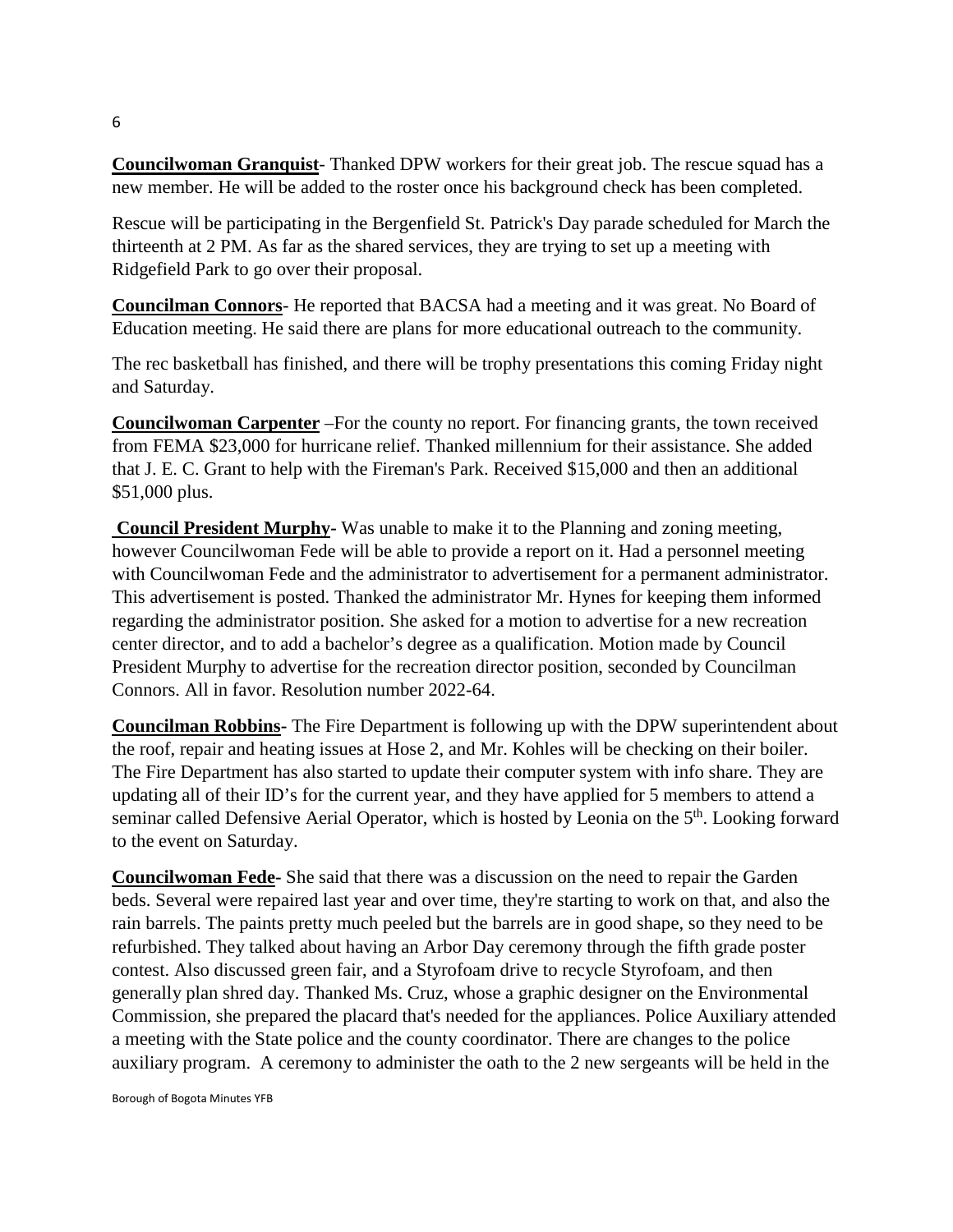**Councilwoman Granquist**- Thanked DPW workers for their great job. The rescue squad has a new member. He will be added to the roster once his background check has been completed.

Rescue will be participating in the Bergenfield St. Patrick's Day parade scheduled for March the thirteenth at 2 PM. As far as the shared services, they are trying to set up a meeting with Ridgefield Park to go over their proposal.

**Councilman Connors**- He reported that BACSA had a meeting and it was great. No Board of Education meeting. He said there are plans for more educational outreach to the community.

The rec basketball has finished, and there will be trophy presentations this coming Friday night and Saturday.

**Councilwoman Carpenter** –For the county no report. For financing grants, the town received from FEMA $23,000 for hurricane relief. Thanked millennium for their assistance. She added that J. E. C. Grant to help with the Fireman's Park. Received $15,000 and then an additional $51,000 plus.

**Council President Murphy**- Was unable to make it to the Planning and zoning meeting, however Councilwoman Fede will be able to provide a report on it. Had a personnel meeting with Councilwoman Fede and the administrator to advertisement for a permanent administrator. This advertisement is posted. Thanked the administrator Mr. Hynes for keeping them informed regarding the administrator position. She asked for a motion to advertise for a new recreation center director, and to add a bachelor's degree as a qualification. Motion made by Council President Murphy to advertise for the recreation director position, seconded by Councilman Connors. All in favor. Resolution number 2022-64.

**Councilman Robbins**- The Fire Department is following up with the DPW superintendent about the roof, repair and heating issues at Hose 2, and Mr. Kohles will be checking on their boiler. The Fire Department has also started to update their computer system with info share. They are updating all of their ID's for the current year, and they have applied for 5 members to attend a seminar called Defensive Aerial Operator, which is hosted by Leonia on the 5th. Looking forward to the event on Saturday.

**Councilwoman Fede**- She said that there was a discussion on the need to repair the Garden beds. Several were repaired last year and over time, they're starting to work on that, and also the rain barrels. The paints pretty much peeled but the barrels are in good shape, so they need to be refurbished. They talked about having an Arbor Day ceremony through the fifth grade poster contest. Also discussed green fair, and a Styrofoam drive to recycle Styrofoam, and then generally plan shred day. Thanked Ms. Cruz, whose a graphic designer on the Environmental Commission, she prepared the placard that's needed for the appliances. Police Auxiliary attended a meeting with the State police and the county coordinator. There are changes to the police auxiliary program. A ceremony to administer the oath to the 2 new sergeants will be held in the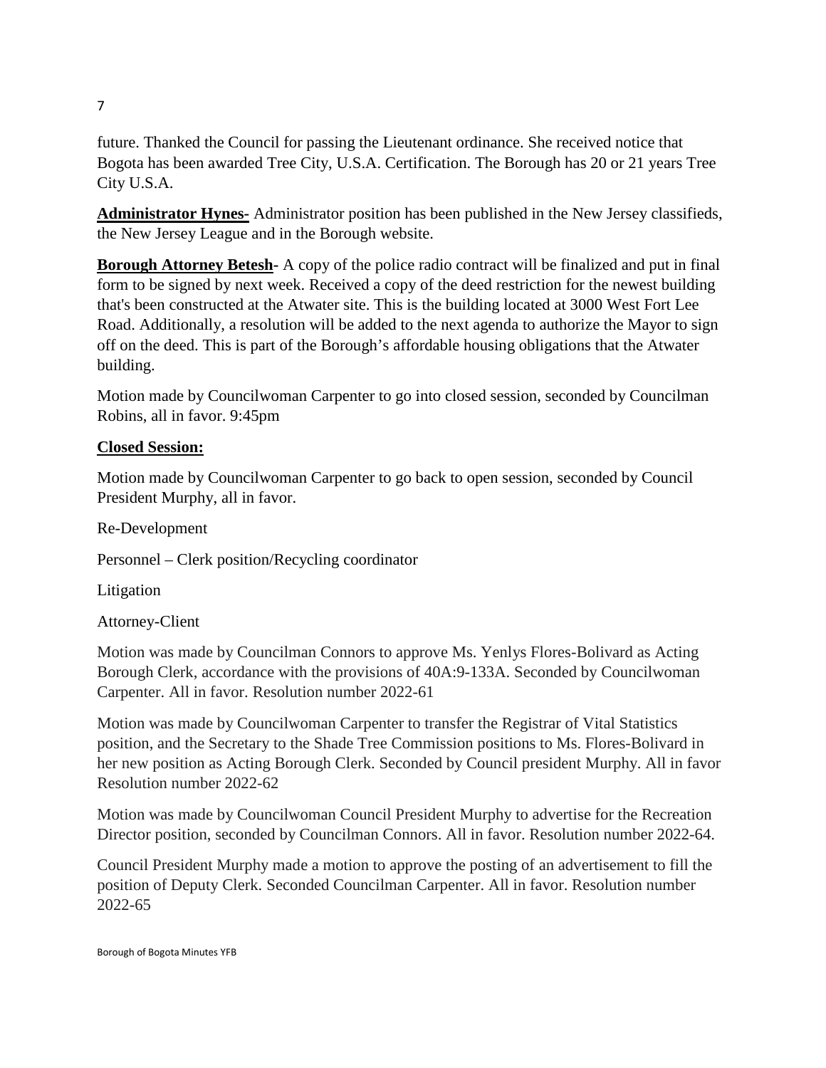future. Thanked the Council for passing the Lieutenant ordinance. She received notice that Bogota has been awarded Tree City, U.S.A. Certification. The Borough has 20 or 21 years Tree City U.S.A.

**Administrator Hynes**- Administrator position has been published in the New Jersey classifieds, the New Jersey League and in the Borough website.

**Borough Attorney Betesh**- A copy of the police radio contract will be finalized and put in final form to be signed by next week. Received a copy of the deed restriction for the newest building that's been constructed at the Atwater site. This is the building located at 3000 West Fort Lee Road. Additionally, a resolution will be added to the next agenda to authorize the Mayor to sign off on the deed. This is part of the Borough's affordable housing obligations that the Atwater building.

Motion made by Councilwoman Carpenter to go into closed session, seconded by Councilman Robins, all in favor. 9:45pm

**Closed Session:**

Motion made by Councilwoman Carpenter to go back to open session, seconded by Council President Murphy, all in favor.

Re-Development

Personnel – Clerk position/Recycling coordinator

Litigation

Attorney-Client

Motion was made by Councilman Connors to approve Ms. Yenlys Flores-Bolivard as Acting Borough Clerk, accordance with the provisions of 40A:9-133A. Seconded by Councilwoman Carpenter. All in favor. Resolution number 2022-61

Motion was made by Councilwoman Carpenter to transfer the Registrar of Vital Statistics position, and the Secretary to the Shade Tree Commission positions to Ms. Flores-Bolivard in her new position as Acting Borough Clerk. Seconded by Council president Murphy. All in favor Resolution number 2022-62

Motion was made by Councilwoman Council President Murphy to advertise for the Recreation Director position, seconded by Councilman Connors. All in favor. Resolution number 2022-64.

Council President Murphy made a motion to approve the posting of an advertisement to fill the position of Deputy Clerk. Seconded Councilman Carpenter. All in favor. Resolution number 2022-65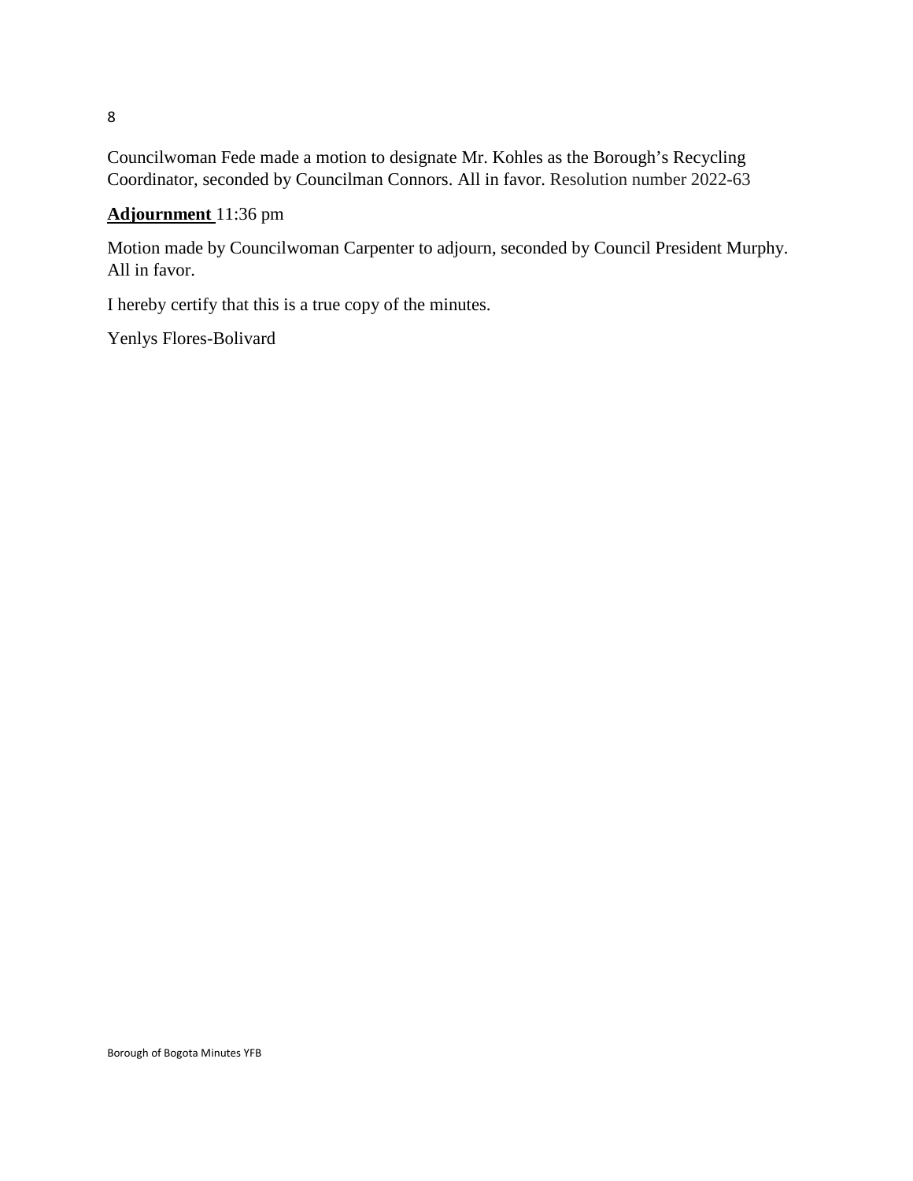Councilwoman Fede made a motion to designate Mr. Kohles as the Borough's Recycling Coordinator, seconded by Councilman Connors. All in favor. Resolution number 2022-63

**Adjournment** 11:36 pm

Motion made by Councilwoman Carpenter to adjourn, seconded by Council President Murphy. All in favor.

I hereby certify that this is a true copy of the minutes.

Yenlys Flores-Bolivard